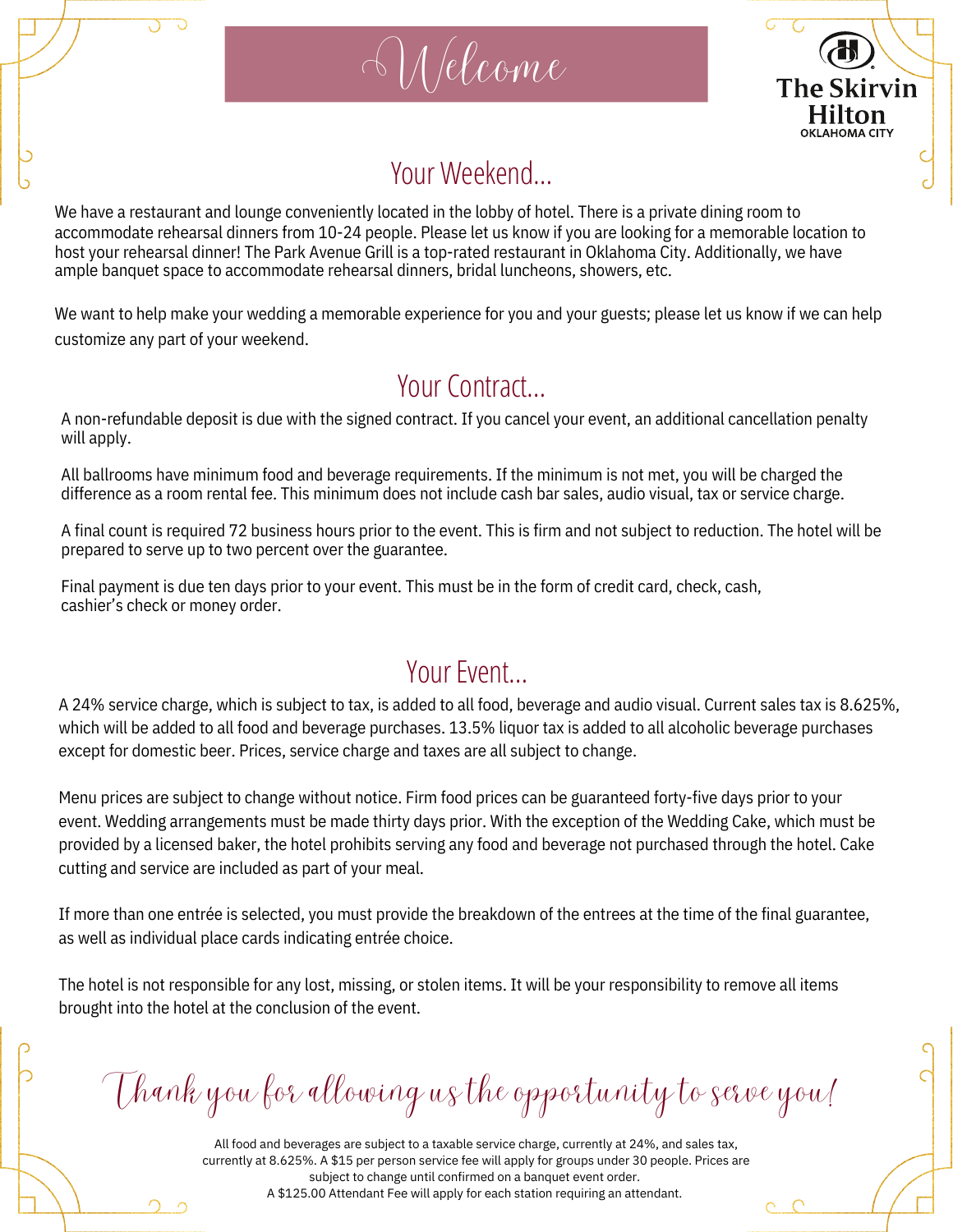# Welcome

**The Skirvin Hilton**
OKLAHOMA CITY

## Your Weekend...

We have a restaurant and lounge conveniently located in the lobby of hotel. There is a private dining room to accommodate rehearsal dinners from 10-24 people. Please let us know if you are looking for a memorable location to host your rehearsal dinner! The Park Avenue Grill is a top-rated restaurant in Oklahoma City. Additionally, we have ample banquet space to accommodate rehearsal dinners, bridal luncheons, showers, etc.

We want to help make your wedding a memorable experience for you and your guests; please let us know if we can help customize any part of your weekend.

## Your Contract...

A non-refundable deposit is due with the signed contract. If you cancel your event, an additional cancellation penalty will apply.

All ballrooms have minimum food and beverage requirements. If the minimum is not met, you will be charged the difference as a room rental fee. This minimum does not include cash bar sales, audio visual, tax or service charge.

A final count is required 72 business hours prior to the event. This is firm and not subject to reduction. The hotel will be prepared to serve up to two percent over the guarantee.

Final payment is due ten days prior to your event. This must be in the form of credit card, check, cash, cashier's check or money order.

## Your Event...

A 24% service charge, which is subject to tax, is added to all food, beverage and audio visual. Current sales tax is 8.625%, which will be added to all food and beverage purchases. 13.5% liquor tax is added to all alcoholic beverage purchases except for domestic beer. Prices, service charge and taxes are all subject to change.

Menu prices are subject to change without notice. Firm food prices can be guaranteed forty-five days prior to your event. Wedding arrangements must be made thirty days prior. With the exception of the Wedding Cake, which must be provided by a licensed baker, the hotel prohibits serving any food and beverage not purchased through the hotel. Cake cutting and service are included as part of your meal.

If more than one entrée is selected, you must provide the breakdown of the entrees at the time of the final guarantee, as well as individual place cards indicating entrée choice.

The hotel is not responsible for any lost, missing, or stolen items. It will be your responsibility to remove all items brought into the hotel at the conclusion of the event.

*Thank you for allowing us the opportunity to serve you!*

All food and beverages are subject to a taxable service charge, currently at 24%, and sales tax, currently at 8.625%. A $15 per person service fee will apply for groups under 30 people. Prices are subject to change until confirmed on a banquet event order.
A $125.00 Attendant Fee will apply for each station requiring an attendant.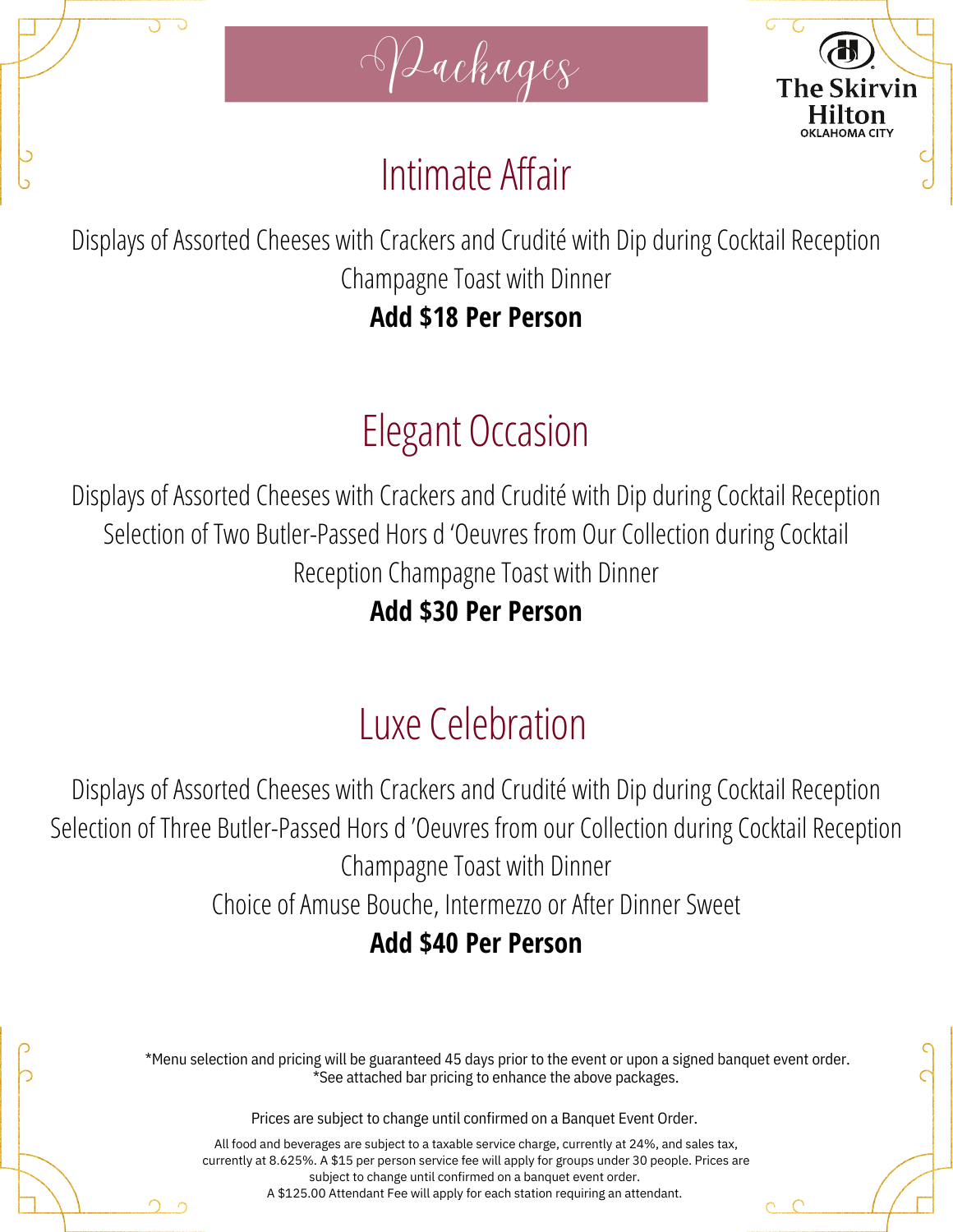# Packages

The Skirvin Hilton
OKLAHOMA CITY

## Intimate Affair

Displays of Assorted Cheeses with Crackers and Crudité with Dip during Cocktail Reception
Champagne Toast with Dinner
**Add $18 Per Person**

## Elegant Occasion

Displays of Assorted Cheeses with Crackers and Crudité with Dip during Cocktail Reception
Selection of Two Butler-Passed Hors d 'Oeuvres from Our Collection during Cocktail Reception Champagne Toast with Dinner
**Add $30 Per Person**

## Luxe Celebration

Displays of Assorted Cheeses with Crackers and Crudité with Dip during Cocktail Reception
Selection of Three Butler-Passed Hors d 'Oeuvres from our Collection during Cocktail Reception
Champagne Toast with Dinner
Choice of Amuse Bouche, Intermezzo or After Dinner Sweet
**Add $40 Per Person**

*Menu selection and pricing will be guaranteed 45 days prior to the event or upon a signed banquet event order.
*See attached bar pricing to enhance the above packages.

Prices are subject to change until confirmed on a Banquet Event Order.

All food and beverages are subject to a taxable service charge, currently at 24%, and sales tax, currently at 8.625%. A $15 per person service fee will apply for groups under 30 people. Prices are subject to change until confirmed on a banquet event order.
A $125.00 Attendant Fee will apply for each station requiring an attendant.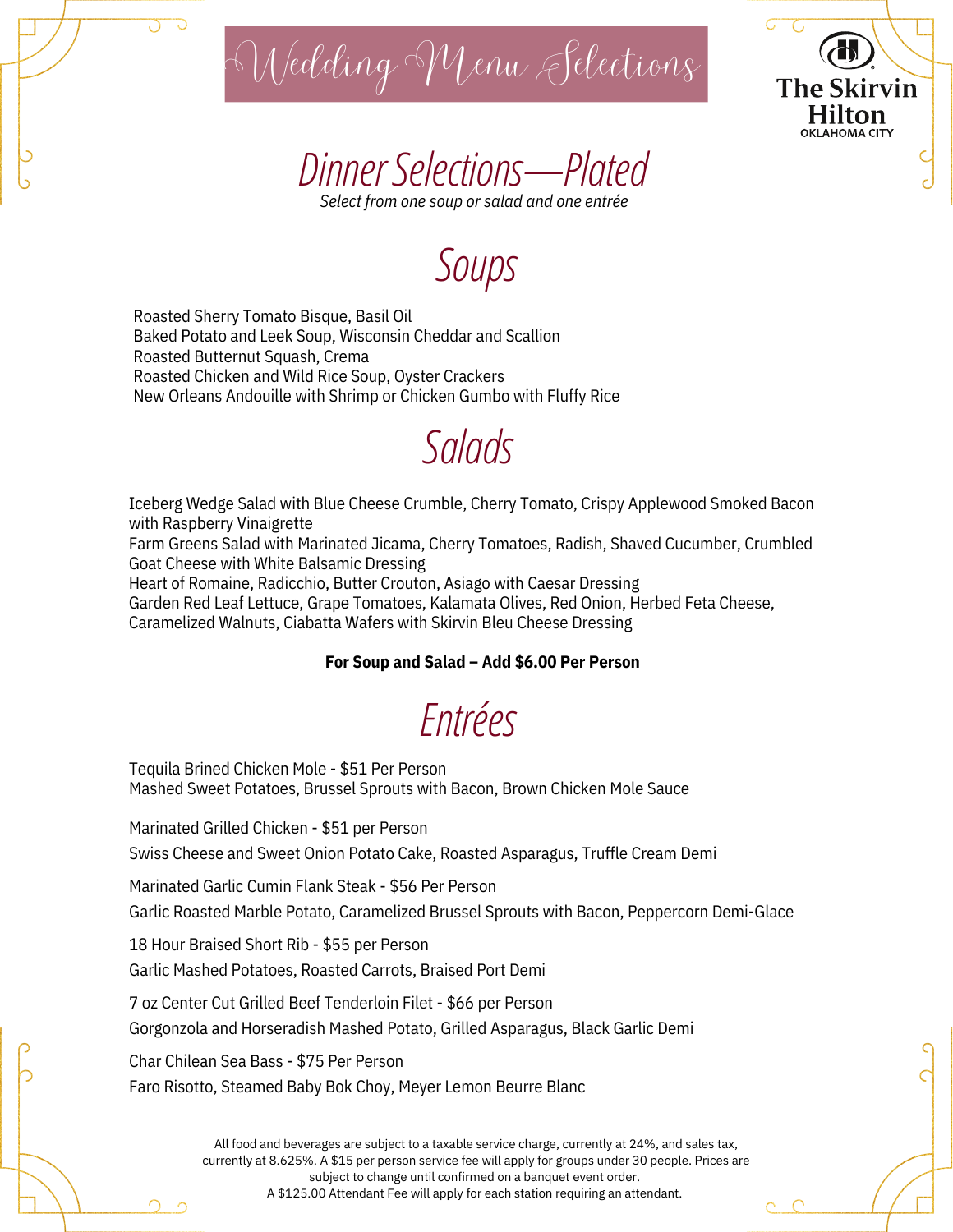# Wedding Menu Selections

The Skirvin Hilton
OKLAHOMA CITY

## Dinner Selections—Plated

*Select from one soup or salad and one entrée*

## Soups

Roasted Sherry Tomato Bisque, Basil Oil
Baked Potato and Leek Soup, Wisconsin Cheddar and Scallion
Roasted Butternut Squash, Crema
Roasted Chicken and Wild Rice Soup, Oyster Crackers
New Orleans Andouille with Shrimp or Chicken Gumbo with Fluffy Rice

## Salads

Iceberg Wedge Salad with Blue Cheese Crumble, Cherry Tomato, Crispy Applewood Smoked Bacon with Raspberry Vinaigrette
Farm Greens Salad with Marinated Jicama, Cherry Tomatoes, Radish, Shaved Cucumber, Crumbled Goat Cheese with White Balsamic Dressing
Heart of Romaine, Radicchio, Butter Crouton, Asiago with Caesar Dressing
Garden Red Leaf Lettuce, Grape Tomatoes, Kalamata Olives, Red Onion, Herbed Feta Cheese, Caramelized Walnuts, Ciabatta Wafers with Skirvin Bleu Cheese Dressing

**For Soup and Salad – Add $6.00 Per Person**

## Entrées

Tequila Brined Chicken Mole - $51 Per Person
Mashed Sweet Potatoes, Brussel Sprouts with Bacon, Brown Chicken Mole Sauce

Marinated Grilled Chicken - $51 per Person
Swiss Cheese and Sweet Onion Potato Cake, Roasted Asparagus, Truffle Cream Demi

Marinated Garlic Cumin Flank Steak - $56 Per Person
Garlic Roasted Marble Potato, Caramelized Brussel Sprouts with Bacon, Peppercorn Demi-Glace

18 Hour Braised Short Rib - $55 per Person
Garlic Mashed Potatoes, Roasted Carrots, Braised Port Demi

7 oz Center Cut Grilled Beef Tenderloin Filet - $66 per Person
Gorgonzola and Horseradish Mashed Potato, Grilled Asparagus, Black Garlic Demi

Char Chilean Sea Bass - $75 Per Person
Faro Risotto, Steamed Baby Bok Choy, Meyer Lemon Beurre Blanc

All food and beverages are subject to a taxable service charge, currently at 24%, and sales tax, currently at 8.625%. A $15 per person service fee will apply for groups under 30 people. Prices are subject to change until confirmed on a banquet event order.
A $125.00 Attendant Fee will apply for each station requiring an attendant.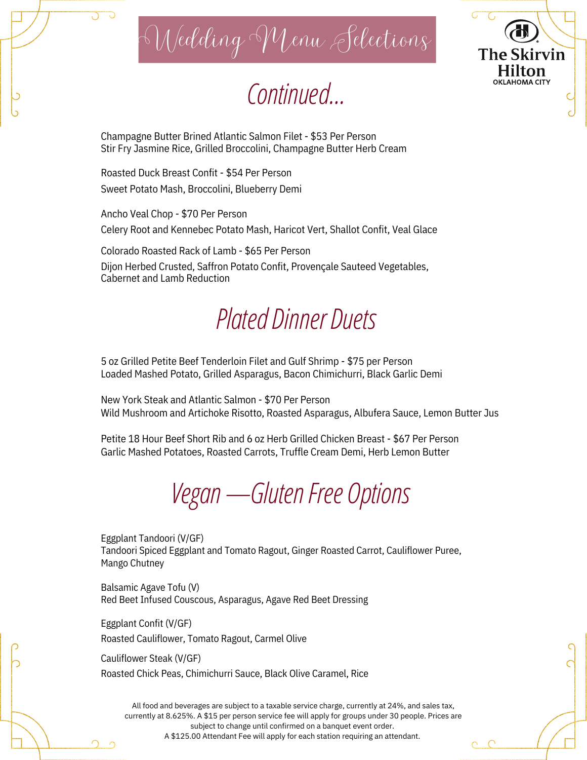# Wedding Menu Selections

The Skirvin Hilton
OKLAHOMA CITY

## Continued...

Champagne Butter Brined Atlantic Salmon Filet - $53 Per Person
Stir Fry Jasmine Rice, Grilled Broccolini, Champagne Butter Herb Cream

Roasted Duck Breast Confit - $54 Per Person
Sweet Potato Mash, Broccolini, Blueberry Demi

Ancho Veal Chop - $70 Per Person
Celery Root and Kennebec Potato Mash, Haricot Vert, Shallot Confit, Veal Glace

Colorado Roasted Rack of Lamb - $65 Per Person
Dijon Herbed Crusted, Saffron Potato Confit, Provençale Sauteed Vegetables, Cabernet and Lamb Reduction

## Plated Dinner Duets

5 oz Grilled Petite Beef Tenderloin Filet and Gulf Shrimp - $75 per Person
Loaded Mashed Potato, Grilled Asparagus, Bacon Chimichurri, Black Garlic Demi

New York Steak and Atlantic Salmon - $70 Per Person
Wild Mushroom and Artichoke Risotto, Roasted Asparagus, Albufera Sauce, Lemon Butter Jus

Petite 18 Hour Beef Short Rib and 6 oz Herb Grilled Chicken Breast - $67 Per Person
Garlic Mashed Potatoes, Roasted Carrots, Truffle Cream Demi, Herb Lemon Butter

## Vegan —Gluten Free Options

Eggplant Tandoori (V/GF)
Tandoori Spiced Eggplant and Tomato Ragout, Ginger Roasted Carrot, Cauliflower Puree, Mango Chutney

Balsamic Agave Tofu (V)
Red Beet Infused Couscous, Asparagus, Agave Red Beet Dressing

Eggplant Confit (V/GF)
Roasted Cauliflower, Tomato Ragout, Carmel Olive

Cauliflower Steak (V/GF)
Roasted Chick Peas, Chimichurri Sauce, Black Olive Caramel, Rice

All food and beverages are subject to a taxable service charge, currently at 24%, and sales tax, currently at 8.625%. A $15 per person service fee will apply for groups under 30 people. Prices are subject to change until confirmed on a banquet event order.
A $125.00 Attendant Fee will apply for each station requiring an attendant.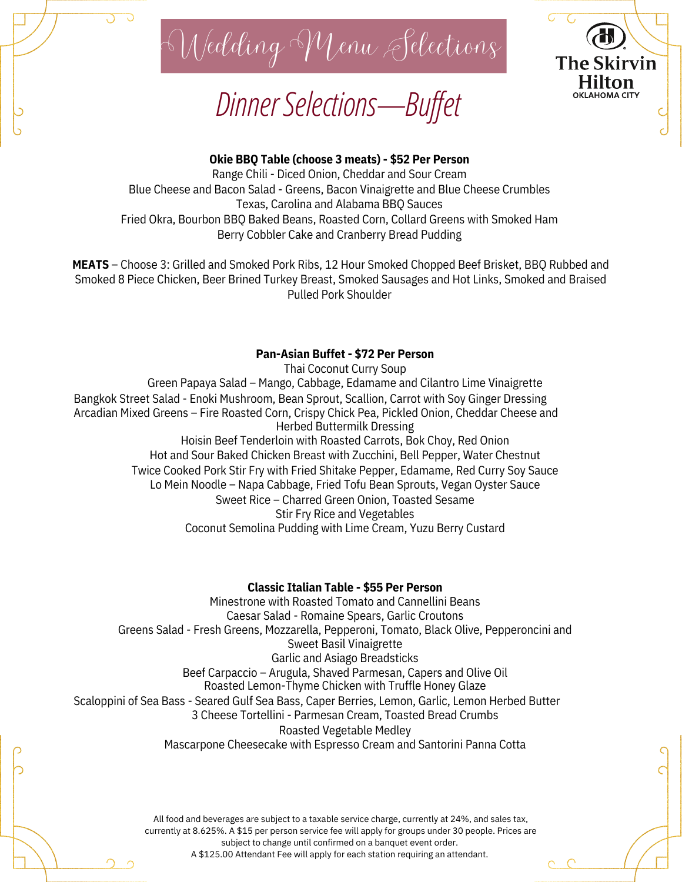# Wedding Menu Selections

**The Skirvin Hilton**
OKLAHOMA CITY

## Dinner Selections—Buffet

**Okie BBQ Table (choose 3 meats) - $52 Per Person**

Range Chili - Diced Onion, Cheddar and Sour Cream
Blue Cheese and Bacon Salad - Greens, Bacon Vinaigrette and Blue Cheese Crumbles
Texas, Carolina and Alabama BBQ Sauces
Fried Okra, Bourbon BBQ Baked Beans, Roasted Corn, Collard Greens with Smoked Ham
Berry Cobbler Cake and Cranberry Bread Pudding

**MEATS** – Choose 3: Grilled and Smoked Pork Ribs, 12 Hour Smoked Chopped Beef Brisket, BBQ Rubbed and Smoked 8 Piece Chicken, Beer Brined Turkey Breast, Smoked Sausages and Hot Links, Smoked and Braised Pulled Pork Shoulder

**Pan-Asian Buffet - $72 Per Person**

Thai Coconut Curry Soup
Green Papaya Salad – Mango, Cabbage, Edamame and Cilantro Lime Vinaigrette
Bangkok Street Salad - Enoki Mushroom, Bean Sprout, Scallion, Carrot with Soy Ginger Dressing
Arcadian Mixed Greens – Fire Roasted Corn, Crispy Chick Pea, Pickled Onion, Cheddar Cheese and Herbed Buttermilk Dressing
Hoisin Beef Tenderloin with Roasted Carrots, Bok Choy, Red Onion
Hot and Sour Baked Chicken Breast with Zucchini, Bell Pepper, Water Chestnut
Twice Cooked Pork Stir Fry with Fried Shitake Pepper, Edamame, Red Curry Soy Sauce
Lo Mein Noodle – Napa Cabbage, Fried Tofu Bean Sprouts, Vegan Oyster Sauce
Sweet Rice – Charred Green Onion, Toasted Sesame
Stir Fry Rice and Vegetables
Coconut Semolina Pudding with Lime Cream, Yuzu Berry Custard

**Classic Italian Table - $55 Per Person**

Minestrone with Roasted Tomato and Cannellini Beans
Caesar Salad - Romaine Spears, Garlic Croutons
Greens Salad - Fresh Greens, Mozzarella, Pepperoni, Tomato, Black Olive, Pepperoncini and Sweet Basil Vinaigrette
Garlic and Asiago Breadsticks
Beef Carpaccio – Arugula, Shaved Parmesan, Capers and Olive Oil
Roasted Lemon-Thyme Chicken with Truffle Honey Glaze
Scaloppini of Sea Bass - Seared Gulf Sea Bass, Caper Berries, Lemon, Garlic, Lemon Herbed Butter
3 Cheese Tortellini - Parmesan Cream, Toasted Bread Crumbs
Roasted Vegetable Medley
Mascarpone Cheesecake with Espresso Cream and Santorini Panna Cotta

All food and beverages are subject to a taxable service charge, currently at 24%, and sales tax, currently at 8.625%. A $15 per person service fee will apply for groups under 30 people. Prices are subject to change until confirmed on a banquet event order.
A $125.00 Attendant Fee will apply for each station requiring an attendant.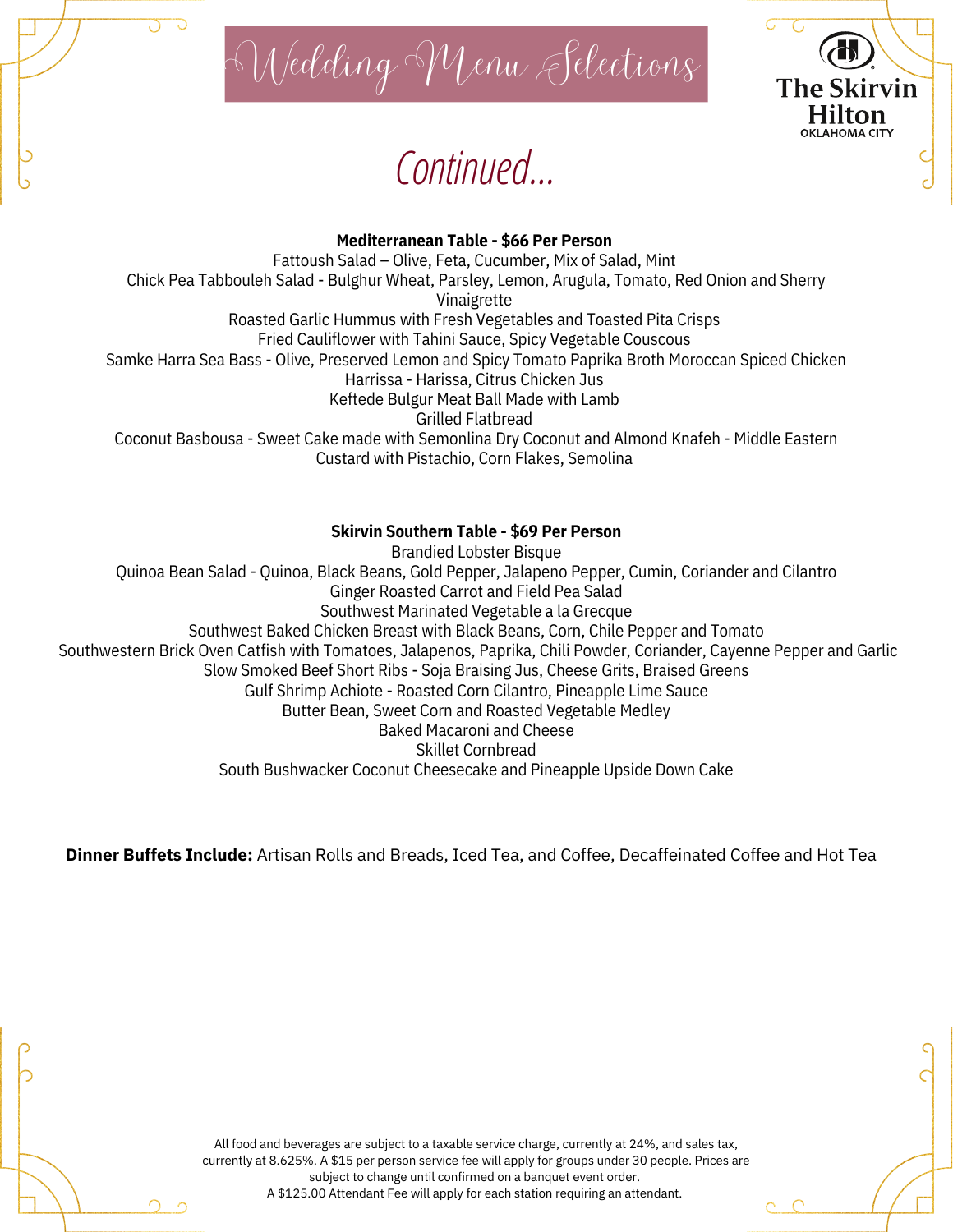# Wedding Menu Selections

The Skirvin Hilton
OKLAHOMA CITY

## Continued...

**Mediterranean Table - $66 Per Person**

Fattoush Salad – Olive, Feta, Cucumber, Mix of Salad, Mint
Chick Pea Tabbouleh Salad - Bulghur Wheat, Parsley, Lemon, Arugula, Tomato, Red Onion and Sherry Vinaigrette
Roasted Garlic Hummus with Fresh Vegetables and Toasted Pita Crisps
Fried Cauliflower with Tahini Sauce, Spicy Vegetable Couscous
Samke Harra Sea Bass - Olive, Preserved Lemon and Spicy Tomato Paprika Broth Moroccan Spiced Chicken Harrissa - Harissa, Citrus Chicken Jus
Keftede Bulgur Meat Ball Made with Lamb
Grilled Flatbread
Coconut Basbousa - Sweet Cake made with Semonlina Dry Coconut and Almond Knafeh - Middle Eastern Custard with Pistachio, Corn Flakes, Semolina

**Skirvin Southern Table - $69 Per Person**

Brandied Lobster Bisque
Quinoa Bean Salad - Quinoa, Black Beans, Gold Pepper, Jalapeno Pepper, Cumin, Coriander and Cilantro
Ginger Roasted Carrot and Field Pea Salad
Southwest Marinated Vegetable a la Grecque
Southwest Baked Chicken Breast with Black Beans, Corn, Chile Pepper and Tomato
Southwestern Brick Oven Catfish with Tomatoes, Jalapenos, Paprika, Chili Powder, Coriander, Cayenne Pepper and Garlic
Slow Smoked Beef Short Ribs - Soja Braising Jus, Cheese Grits, Braised Greens
Gulf Shrimp Achiote - Roasted Corn Cilantro, Pineapple Lime Sauce
Butter Bean, Sweet Corn and Roasted Vegetable Medley
Baked Macaroni and Cheese
Skillet Cornbread
South Bushwacker Coconut Cheesecake and Pineapple Upside Down Cake

**Dinner Buffets Include:** Artisan Rolls and Breads, Iced Tea, and Coffee, Decaffeinated Coffee and Hot Tea

All food and beverages are subject to a taxable service charge, currently at 24%, and sales tax, currently at 8.625%. A $15 per person service fee will apply for groups under 30 people. Prices are subject to change until confirmed on a banquet event order.
A $125.00 Attendant Fee will apply for each station requiring an attendant.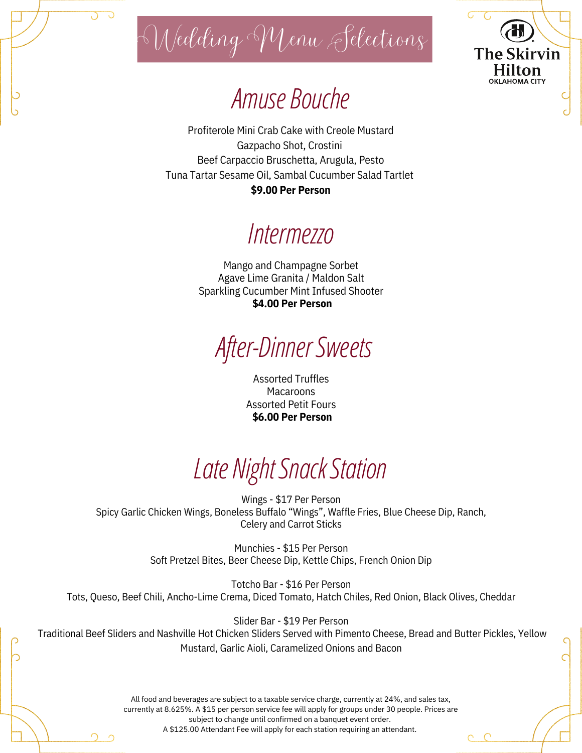# Wedding Menu Selections

The Skirvin Hilton
OKLAHOMA CITY

## Amuse Bouche

Profiterole Mini Crab Cake with Creole Mustard
Gazpacho Shot, Crostini
Beef Carpaccio Bruschetta, Arugula, Pesto
Tuna Tartar Sesame Oil, Sambal Cucumber Salad Tartlet
**$9.00 Per Person**

## Intermezzo

Mango and Champagne Sorbet
Agave Lime Granita / Maldon Salt
Sparkling Cucumber Mint Infused Shooter
**$4.00 Per Person**

## After-Dinner Sweets

Assorted Truffles
Macaroons
Assorted Petit Fours
**$6.00 Per Person**

## Late Night Snack Station

Wings - $17 Per Person
Spicy Garlic Chicken Wings, Boneless Buffalo "Wings", Waffle Fries, Blue Cheese Dip, Ranch, Celery and Carrot Sticks

Munchies - $15 Per Person
Soft Pretzel Bites, Beer Cheese Dip, Kettle Chips, French Onion Dip

Totcho Bar - $16 Per Person
Tots, Queso, Beef Chili, Ancho-Lime Crema, Diced Tomato, Hatch Chiles, Red Onion, Black Olives, Cheddar

Slider Bar - $19 Per Person
Traditional Beef Sliders and Nashville Hot Chicken Sliders Served with Pimento Cheese, Bread and Butter Pickles, Yellow Mustard, Garlic Aioli, Caramelized Onions and Bacon

All food and beverages are subject to a taxable service charge, currently at 24%, and sales tax, currently at 8.625%. A $15 per person service fee will apply for groups under 30 people. Prices are subject to change until confirmed on a banquet event order.
A $125.00 Attendant Fee will apply for each station requiring an attendant.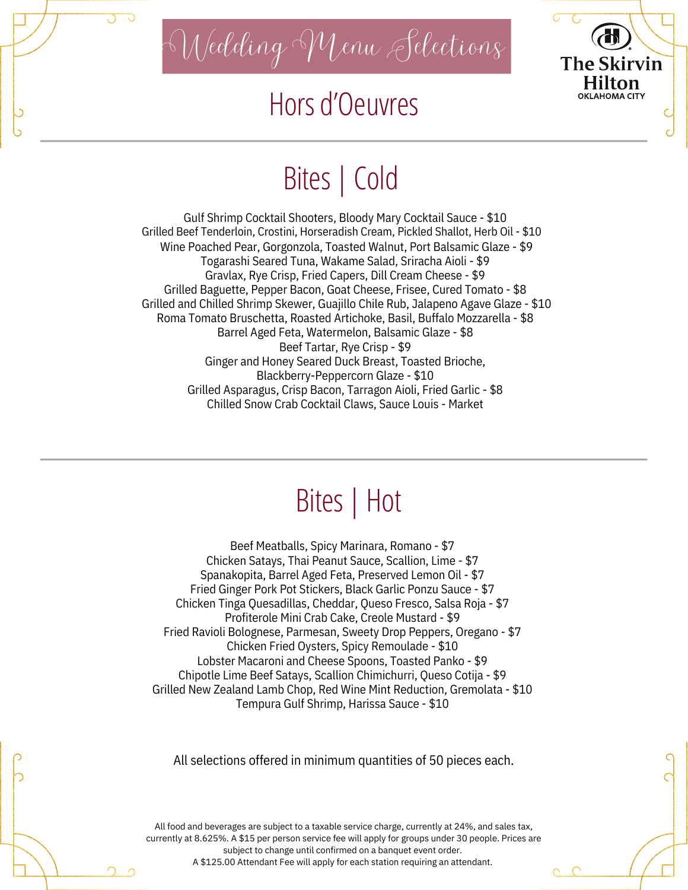# Wedding Menu Selections

The Skirvin Hilton
OKLAHOMA CITY

## Hors d'Oeuvres

### Bites | Cold

Gulf Shrimp Cocktail Shooters, Bloody Mary Cocktail Sauce - $10
Grilled Beef Tenderloin, Crostini, Horseradish Cream, Pickled Shallot, Herb Oil - $10
Wine Poached Pear, Gorgonzola, Toasted Walnut, Port Balsamic Glaze - $9
Togarashi Seared Tuna, Wakame Salad, Sriracha Aioli - $9
Gravlax, Rye Crisp, Fried Capers, Dill Cream Cheese - $9
Grilled Baguette, Pepper Bacon, Goat Cheese, Frisee, Cured Tomato - $8
Grilled and Chilled Shrimp Skewer, Guajillo Chile Rub, Jalapeno Agave Glaze - $10
Roma Tomato Bruschetta, Roasted Artichoke, Basil, Buffalo Mozzarella - $8
Barrel Aged Feta, Watermelon, Balsamic Glaze - $8
Beef Tartar, Rye Crisp - $9
Ginger and Honey Seared Duck Breast, Toasted Brioche, Blackberry-Peppercorn Glaze - $10
Grilled Asparagus, Crisp Bacon, Tarragon Aioli, Fried Garlic - $8
Chilled Snow Crab Cocktail Claws, Sauce Louis - Market

### Bites | Hot

Beef Meatballs, Spicy Marinara, Romano - $7
Chicken Satays, Thai Peanut Sauce, Scallion, Lime - $7
Spanakopita, Barrel Aged Feta, Preserved Lemon Oil - $7
Fried Ginger Pork Pot Stickers, Black Garlic Ponzu Sauce - $7
Chicken Tinga Quesadillas, Cheddar, Queso Fresco, Salsa Roja - $7
Profiterole Mini Crab Cake, Creole Mustard - $9
Fried Ravioli Bolognese, Parmesan, Sweety Drop Peppers, Oregano - $7
Chicken Fried Oysters, Spicy Remoulade - $10
Lobster Macaroni and Cheese Spoons, Toasted Panko - $9
Chipotle Lime Beef Satays, Scallion Chimichurri, Queso Cotija - $9
Grilled New Zealand Lamb Chop, Red Wine Mint Reduction, Gremolata - $10
Tempura Gulf Shrimp, Harissa Sauce - $10

All selections offered in minimum quantities of 50 pieces each.

All food and beverages are subject to a taxable service charge, currently at 24%, and sales tax, currently at 8.625%. A $15 per person service fee will apply for groups under 30 people. Prices are subject to change until confirmed on a banquet event order.
A $125.00 Attendant Fee will apply for each station requiring an attendant.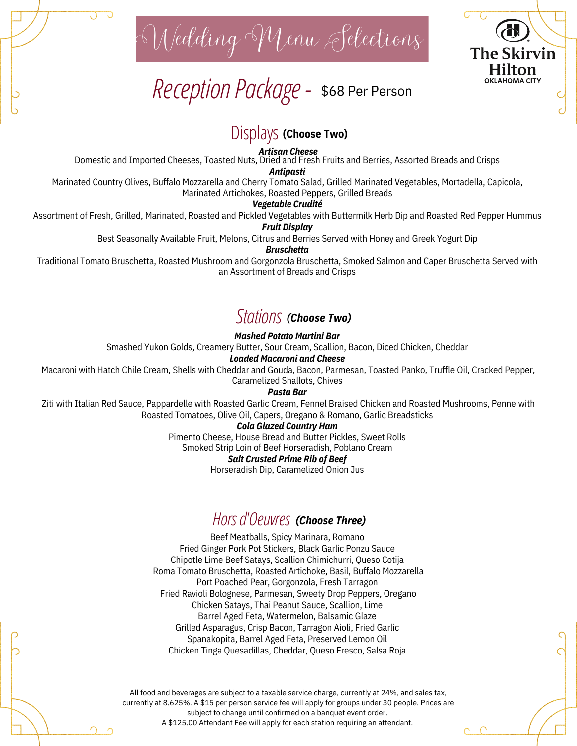# Wedding Menu Selections

The Skirvin Hilton
OKLAHOMA CITY

## Reception Package - $68 Per Person

### Displays **(Choose Two)**

***Artisan Cheese***
Domestic and Imported Cheeses, Toasted Nuts, Dried and Fresh Fruits and Berries, Assorted Breads and Crisps

***Antipasti***
Marinated Country Olives, Buffalo Mozzarella and Cherry Tomato Salad, Grilled Marinated Vegetables, Mortadella, Capicola, Marinated Artichokes, Roasted Peppers, Grilled Breads

***Vegetable Crudité***
Assortment of Fresh, Grilled, Marinated, Roasted and Pickled Vegetables with Buttermilk Herb Dip and Roasted Red Pepper Hummus

***Fruit Display***
Best Seasonally Available Fruit, Melons, Citrus and Berries Served with Honey and Greek Yogurt Dip

***Bruschetta***
Traditional Tomato Bruschetta, Roasted Mushroom and Gorgonzola Bruschetta, Smoked Salmon and Caper Bruschetta Served with an Assortment of Breads and Crisps

### Stations ***(Choose Two)***

***Mashed Potato Martini Bar***
Smashed Yukon Golds, Creamery Butter, Sour Cream, Scallion, Bacon, Diced Chicken, Cheddar

***Loaded Macaroni and Cheese***
Macaroni with Hatch Chile Cream, Shells with Cheddar and Gouda, Bacon, Parmesan, Toasted Panko, Truffle Oil, Cracked Pepper, Caramelized Shallots, Chives

***Pasta Bar***
Ziti with Italian Red Sauce, Pappardelle with Roasted Garlic Cream, Fennel Braised Chicken and Roasted Mushrooms, Penne with Roasted Tomatoes, Olive Oil, Capers, Oregano & Romano, Garlic Breadsticks

***Cola Glazed Country Ham***
Pimento Cheese, House Bread and Butter Pickles, Sweet Rolls
Smoked Strip Loin of Beef Horseradish, Poblano Cream

***Salt Crusted Prime Rib of Beef***
Horseradish Dip, Caramelized Onion Jus

### Hors d'Oeuvres ***(Choose Three)***

Beef Meatballs, Spicy Marinara, Romano
Fried Ginger Pork Pot Stickers, Black Garlic Ponzu Sauce
Chipotle Lime Beef Satays, Scallion Chimichurri, Queso Cotija
Roma Tomato Bruschetta, Roasted Artichoke, Basil, Buffalo Mozzarella
Port Poached Pear, Gorgonzola, Fresh Tarragon
Fried Ravioli Bolognese, Parmesan, Sweety Drop Peppers, Oregano
Chicken Satays, Thai Peanut Sauce, Scallion, Lime
Barrel Aged Feta, Watermelon, Balsamic Glaze
Grilled Asparagus, Crisp Bacon, Tarragon Aioli, Fried Garlic
Spanakopita, Barrel Aged Feta, Preserved Lemon Oil
Chicken Tinga Quesadillas, Cheddar, Queso Fresco, Salsa Roja

All food and beverages are subject to a taxable service charge, currently at 24%, and sales tax, currently at 8.625%. A $15 per person service fee will apply for groups under 30 people. Prices are subject to change until confirmed on a banquet event order.
A $125.00 Attendant Fee will apply for each station requiring an attendant.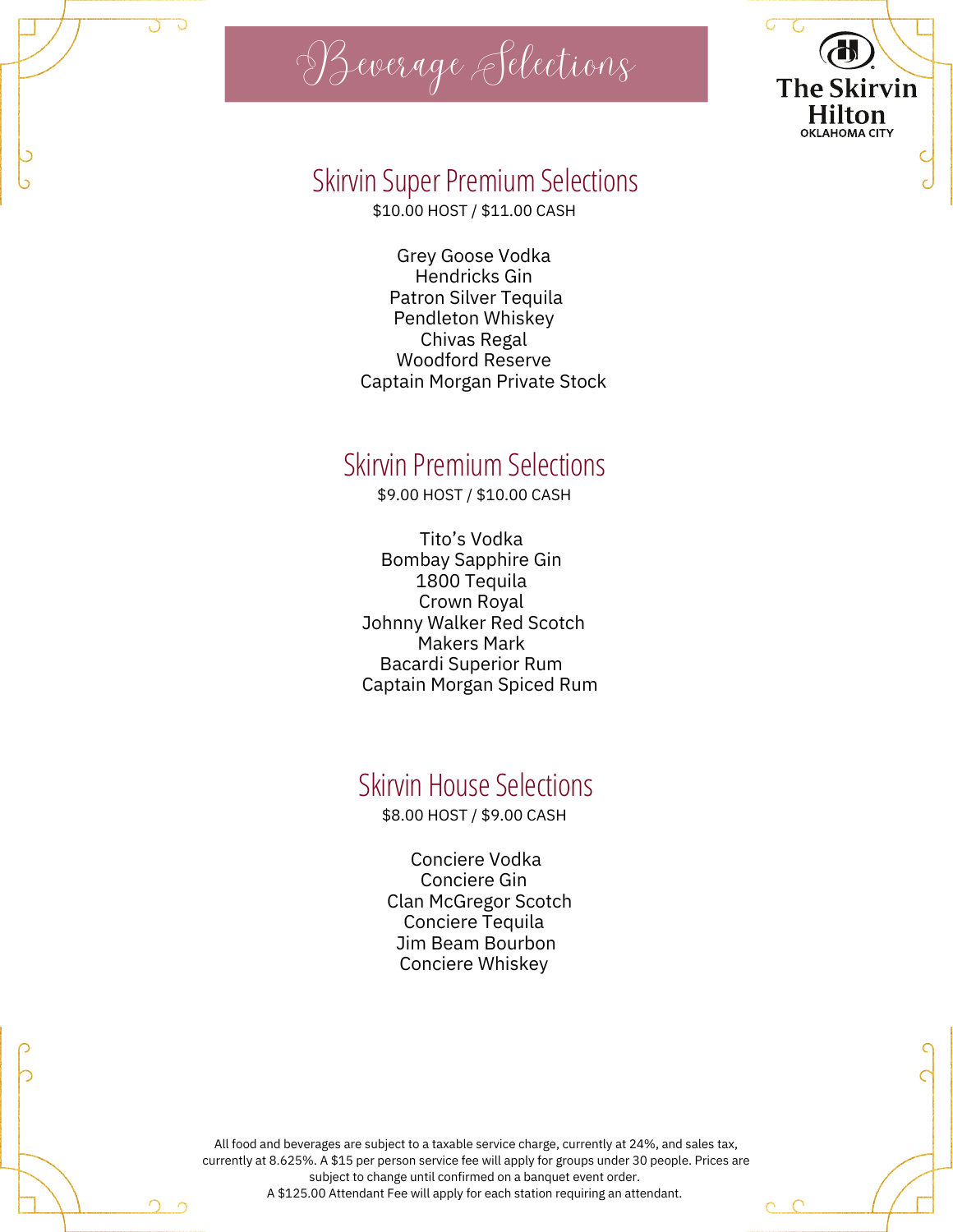# Beverage Selections

The Skirvin Hilton
OKLAHOMA CITY

## Skirvin Super Premium Selections

$10.00 HOST / $11.00 CASH

Grey Goose Vodka
Hendricks Gin
Patron Silver Tequila
Pendleton Whiskey
Chivas Regal
Woodford Reserve
Captain Morgan Private Stock

## Skirvin Premium Selections

$9.00 HOST / $10.00 CASH

Tito's Vodka
Bombay Sapphire Gin
1800 Tequila
Crown Royal
Johnny Walker Red Scotch
Makers Mark
Bacardi Superior Rum
Captain Morgan Spiced Rum

## Skirvin House Selections

$8.00 HOST / $9.00 CASH

Conciere Vodka
Conciere Gin
Clan McGregor Scotch
Conciere Tequila
Jim Beam Bourbon
Conciere Whiskey

All food and beverages are subject to a taxable service charge, currently at 24%, and sales tax, currently at 8.625%. A $15 per person service fee will apply for groups under 30 people. Prices are subject to change until confirmed on a banquet event order.
A $125.00 Attendant Fee will apply for each station requiring an attendant.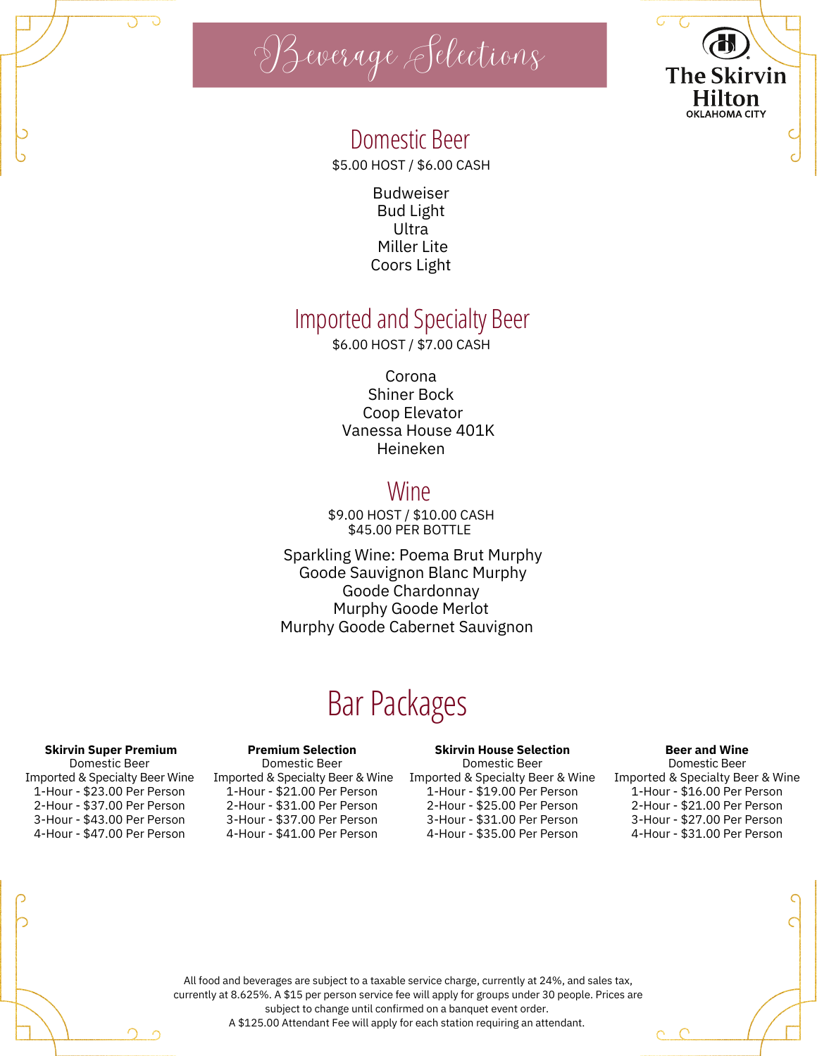# Beverage Selections

The Skirvin Hilton
OKLAHOMA CITY

## Domestic Beer

$5.00 HOST / $6.00 CASH

Budweiser
Bud Light
Ultra
Miller Lite
Coors Light

## Imported and Specialty Beer

$6.00 HOST / $7.00 CASH

Corona
Shiner Bock
Coop Elevator
Vanessa House 401K
Heineken

## Wine

$9.00 HOST / $10.00 CASH
$45.00 PER BOTTLE

Sparkling Wine: Poema Brut Murphy
Goode Sauvignon Blanc Murphy
Goode Chardonnay
Murphy Goode Merlot
Murphy Goode Cabernet Sauvignon

# Bar Packages

**Skirvin Super Premium**
Domestic Beer
Imported & Specialty Beer Wine
1-Hour - $23.00 Per Person
2-Hour - $37.00 Per Person
3-Hour - $43.00 Per Person
4-Hour - $47.00 Per Person

**Premium Selection**
Domestic Beer
Imported & Specialty Beer & Wine
1-Hour - $21.00 Per Person
2-Hour - $31.00 Per Person
3-Hour - $37.00 Per Person
4-Hour - $41.00 Per Person

**Skirvin House Selection**
Domestic Beer
Imported & Specialty Beer & Wine
1-Hour - $19.00 Per Person
2-Hour - $25.00 Per Person
3-Hour - $31.00 Per Person
4-Hour - $35.00 Per Person

**Beer and Wine**
Domestic Beer
Imported & Specialty Beer & Wine
1-Hour - $16.00 Per Person
2-Hour - $21.00 Per Person
3-Hour - $27.00 Per Person
4-Hour - $31.00 Per Person

All food and beverages are subject to a taxable service charge, currently at 24%, and sales tax, currently at 8.625%. A $15 per person service fee will apply for groups under 30 people. Prices are subject to change until confirmed on a banquet event order.
A $125.00 Attendant Fee will apply for each station requiring an attendant.